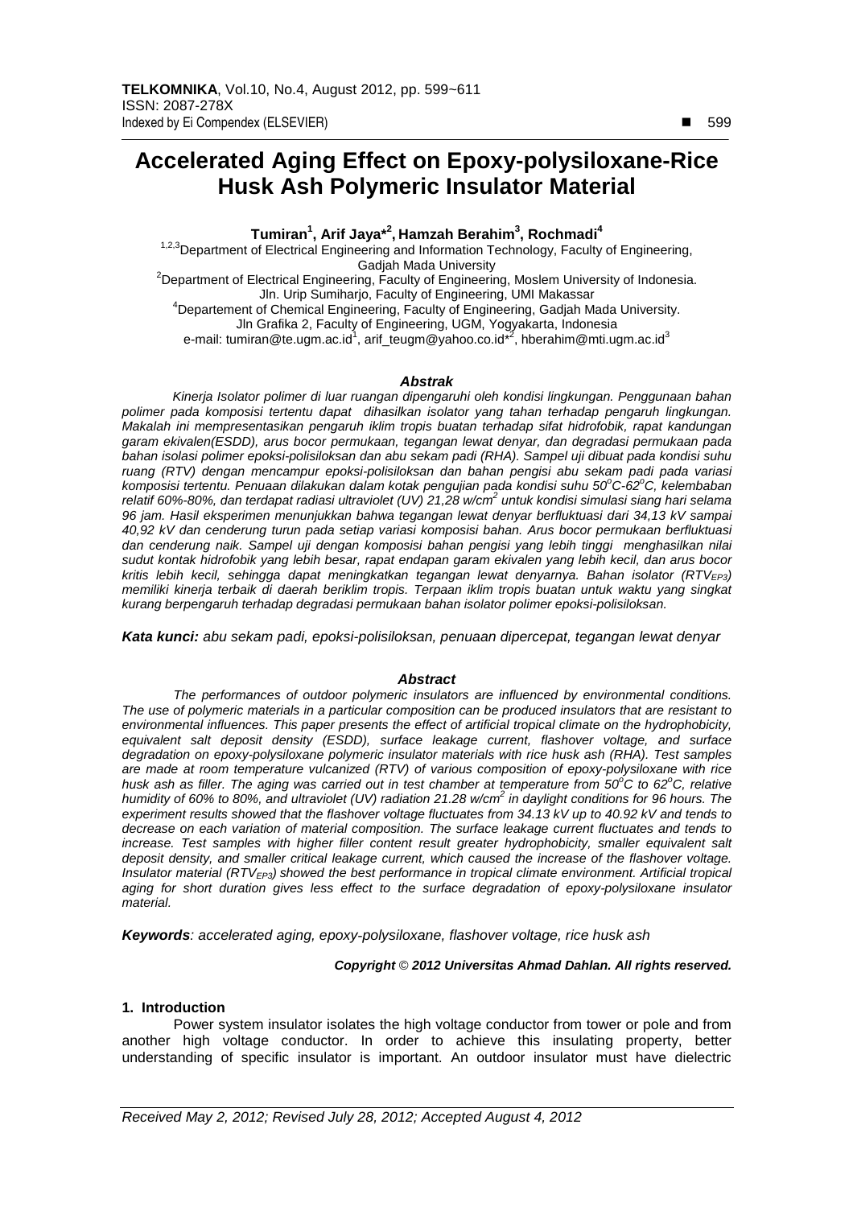# Accelerated Aging Effect on Epoxy-polysiloxane-Rice Husk Ash Polymeric Insulator Material

**Tumiran[1], Arif Jaya*[2], Hamzah Berahim[3], Rochmadi[4]**

[1,2,3]Department of Electrical Engineering and Information Technology, Faculty of Engineering, Gadjah Mada University

[2]Department of Electrical Engineering, Faculty of Engineering, Moslem University of Indonesia. Jln. Urip Sumiharjo, Faculty of Engineering, UMI Makassar

[4]Departement of Chemical Engineering, Faculty of Engineering, Gadjah Mada University. Jln Grafika 2, Faculty of Engineering, UGM, Yogyakarta, Indonesia

e-mail: tumiran@te.ugm.ac.id[1], arif_teugm@yahoo.co.id*[2], hberahim@mti.ugm.ac.id[3]

### *Abstrak*

*Kinerja Isolator polimer di luar ruangan dipengaruhi oleh kondisi lingkungan. Penggunaan bahan polimer pada komposisi tertentu dapat dihasilkan isolator yang tahan terhadap pengaruh lingkungan. Makalah ini mempresentasikan pengaruh iklim tropis buatan terhadap sifat hidrofobik, rapat kandungan garam ekivalen(ESDD), arus bocor permukaan, tegangan lewat denyar, dan degradasi permukaan pada bahan isolasi polimer epoksi-polisiloksan dan abu sekam padi (RHA). Sampel uji dibuat pada kondisi suhu ruang (RTV) dengan mencampur epoksi-polisiloksan dan bahan pengisi abu sekam padi pada variasi komposisi tertentu. Penuaan dilakukan dalam kotak pengujian pada kondisi suhu 50$^{o}$C-62$^{o}$C, kelembaban relatif 60%-80%, dan terdapat radiasi ultraviolet (UV) 21,28 w/cm$^{2}$ untuk kondisi simulasi siang hari selama 96 jam. Hasil eksperimen menunjukkan bahwa tegangan lewat denyar berfluktuasi dari 34,13 kV sampai 40,92 kV dan cenderung turun pada setiap variasi komposisi bahan. Arus bocor permukaan berfluktuasi dan cenderung naik. Sampel uji dengan komposisi bahan pengisi yang lebih tinggi menghasilkan nilai sudut kontak hidrofobik yang lebih besar, rapat endapan garam ekivalen yang lebih kecil, dan arus bocor kritis lebih kecil, sehingga dapat meningkatkan tegangan lewat denyarnya. Bahan isolator (RTV$_{EP3}$) memiliki kinerja terbaik di daerah beriklim tropis. Terpaan iklim tropis buatan untuk waktu yang singkat kurang berpengaruh terhadap degradasi permukaan bahan isolator polimer epoksi-polisiloksan.*

***Kata kunci:*** *abu sekam padi, epoksi-polisiloksan, penuaan dipercepat, tegangan lewat denyar*

### *Abstract*

*The performances of outdoor polymeric insulators are influenced by environmental conditions. The use of polymeric materials in a particular composition can be produced insulators that are resistant to environmental influences. This paper presents the effect of artificial tropical climate on the hydrophobicity, equivalent salt deposit density (ESDD), surface leakage current, flashover voltage, and surface degradation on epoxy-polysiloxane polymeric insulator materials with rice husk ash (RHA). Test samples are made at room temperature vulcanized (RTV) of various composition of epoxy-polysiloxane with rice husk ash as filler. The aging was carried out in test chamber at temperature from 50$^{o}$C to 62$^{o}$C, relative humidity of 60% to 80%, and ultraviolet (UV) radiation 21.28 w/cm$^{2}$ in daylight conditions for 96 hours. The experiment results showed that the flashover voltage fluctuates from 34.13 kV up to 40.92 kV and tends to decrease on each variation of material composition. The surface leakage current fluctuates and tends to increase. Test samples with higher filler content result greater hydrophobicity, smaller equivalent salt deposit density, and smaller critical leakage current, which caused the increase of the flashover voltage. Insulator material (RTV$_{EP3}$) showed the best performance in tropical climate environment. Artificial tropical aging for short duration gives less effect to the surface degradation of epoxy-polysiloxane insulator material.*

***Keywords****: accelerated aging, epoxy-polysiloxane, flashover voltage, rice husk ash*

***Copyright © 2012 Universitas Ahmad Dahlan. All rights reserved.***

## 1. Introduction

Power system insulator isolates the high voltage conductor from tower or pole and from another high voltage conductor. In order to achieve this insulating property, better understanding of specific insulator is important. An outdoor insulator must have dielectric

*Received May 2, 2012; Revised July 28, 2012; Accepted August 4, 2012*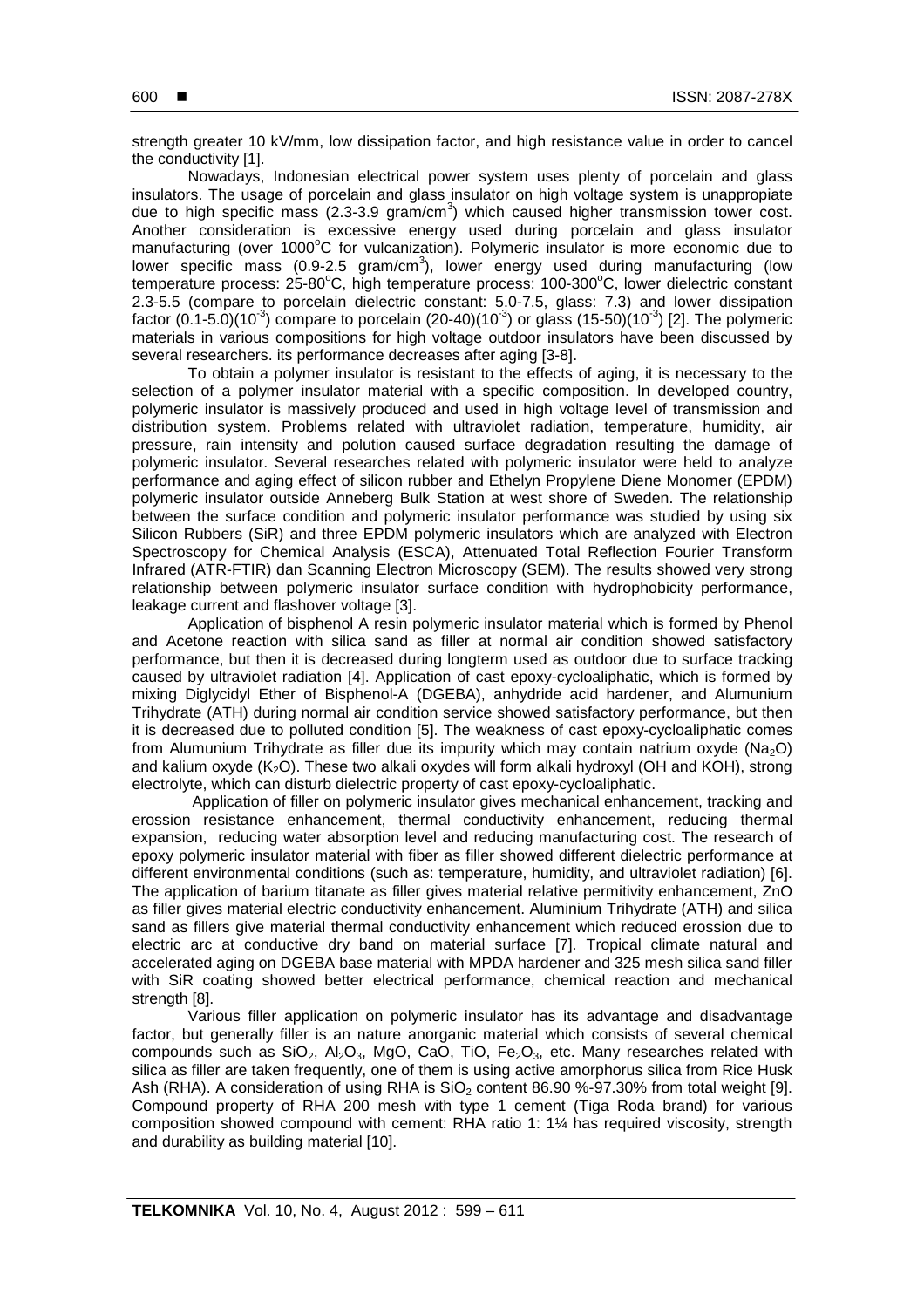strength greater 10 kV/mm, low dissipation factor, and high resistance value in order to cancel the conductivity [1].

Nowadays, Indonesian electrical power system uses plenty of porcelain and glass insulators. The usage of porcelain and glass insulator on high voltage system is unappropiate due to high specific mass (2.3-3.9 gram/cm$^3$) which caused higher transmission tower cost. Another consideration is excessive energy used during porcelain and glass insulator manufacturing (over 1000$^o$C for vulcanization). Polymeric insulator is more economic due to lower specific mass (0.9-2.5 gram/cm$^3$), lower energy used during manufacturing (low temperature process: 25-80$^o$C, high temperature process: 100-300$^o$C, lower dielectric constant 2.3-5.5 (compare to porcelain dielectric constant: 5.0-7.5, glass: 7.3) and lower dissipation factor (0.1-5.0)(10$^{-3}$) compare to porcelain (20-40)(10$^{-3}$) or glass (15-50)(10$^{-3}$) [2]. The polymeric materials in various compositions for high voltage outdoor insulators have been discussed by several researchers. its performance decreases after aging [3-8].

To obtain a polymer insulator is resistant to the effects of aging, it is necessary to the selection of a polymer insulator material with a specific composition. In developed country, polymeric insulator is massively produced and used in high voltage level of transmission and distribution system. Problems related with ultraviolet radiation, temperature, humidity, air pressure, rain intensity and polution caused surface degradation resulting the damage of polymeric insulator. Several researches related with polymeric insulator were held to analyze performance and aging effect of silicon rubber and Ethelyn Propylene Diene Monomer (EPDM) polymeric insulator outside Anneberg Bulk Station at west shore of Sweden. The relationship between the surface condition and polymeric insulator performance was studied by using six Silicon Rubbers (SiR) and three EPDM polymeric insulators which are analyzed with Electron Spectroscopy for Chemical Analysis (ESCA), Attenuated Total Reflection Fourier Transform Infrared (ATR-FTIR) dan Scanning Electron Microscopy (SEM). The results showed very strong relationship between polymeric insulator surface condition with hydrophobicity performance, leakage current and flashover voltage [3].

Application of bisphenol A resin polymeric insulator material which is formed by Phenol and Acetone reaction with silica sand as filler at normal air condition showed satisfactory performance, but then it is decreased during longterm used as outdoor due to surface tracking caused by ultraviolet radiation [4]. Application of cast epoxy-cycloaliphatic, which is formed by mixing Diglycidyl Ether of Bisphenol-A (DGEBA), anhydride acid hardener, and Alumunium Trihydrate (ATH) during normal air condition service showed satisfactory performance, but then it is decreased due to polluted condition [5]. The weakness of cast epoxy-cycloaliphatic comes from Alumunium Trihydrate as filler due its impurity which may contain natrium oxyde ($Na_2O$) and kalium oxyde ($K_2O$). These two alkali oxydes will form alkali hydroxyl (OH and KOH), strong electrolyte, which can disturb dielectric property of cast epoxy-cycloaliphatic.

Application of filler on polymeric insulator gives mechanical enhancement, tracking and erossion resistance enhancement, thermal conductivity enhancement, reducing thermal expansion, reducing water absorption level and reducing manufacturing cost. The research of epoxy polymeric insulator material with fiber as filler showed different dielectric performance at different environmental conditions (such as: temperature, humidity, and ultraviolet radiation) [6]. The application of barium titanate as filler gives material relative permitivity enhancement, ZnO as filler gives material electric conductivity enhancement. Aluminium Trihydrate (ATH) and silica sand as fillers give material thermal conductivity enhancement which reduced erossion due to electric arc at conductive dry band on material surface [7]. Tropical climate natural and accelerated aging on DGEBA base material with MPDA hardener and 325 mesh silica sand filler with SiR coating showed better electrical performance, chemical reaction and mechanical strength [8].

Various filler application on polymeric insulator has its advantage and disadvantage factor, but generally filler is an nature anorganic material which consists of several chemical compounds such as $SiO_2$, $Al_2O_3$, MgO, CaO, TiO, $Fe_2O_3$, etc. Many researches related with silica as filler are taken frequently, one of them is using active amorphorus silica from Rice Husk Ash (RHA). A consideration of using RHA is $SiO_2$ content 86.90 %-97.30% from total weight [9]. Compound property of RHA 200 mesh with type 1 cement (Tiga Roda brand) for various composition showed compound with cement: RHA ratio 1: 1¼ has required viscosity, strength and durability as building material [10].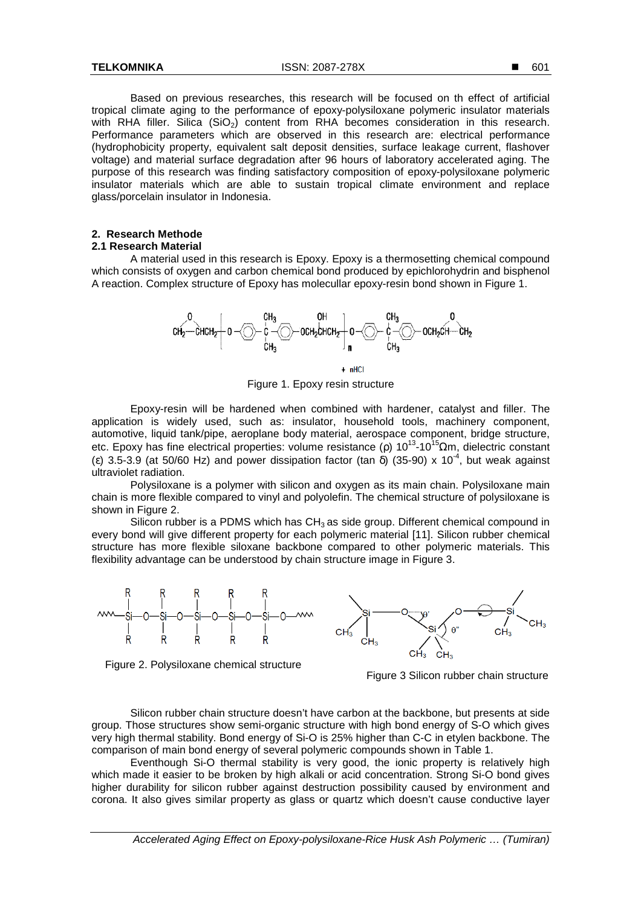Based on previous researches, this research will be focused on th effect of artificial tropical climate aging to the performance of epoxy-polysiloxane polymeric insulator materials with RHA filler. Silica ($SiO_2$) content from RHA becomes consideration in this research. Performance parameters which are observed in this research are: electrical performance (hydrophobicity property, equivalent salt deposit densities, surface leakage current, flashover voltage) and material surface degradation after 96 hours of laboratory accelerated aging. The purpose of this research was finding satisfactory composition of epoxy-polysiloxane polymeric insulator materials which are able to sustain tropical climate environment and replace glass/porcelain insulator in Indonesia.

## 2. Research Methode

### 2.1 Research Material

A material used in this research is Epoxy. Epoxy is a thermosetting chemical compound which consists of oxygen and carbon chemical bond produced by epichlorohydrin and bisphenol A reaction. Complex structure of Epoxy has molecullar epoxy-resin bond shown in Figure 1.

Figure 1. Epoxy resin structure

Epoxy-resin will be hardened when combined with hardener, catalyst and filler. The application is widely used, such as: insulator, household tools, machinery component, automotive, liquid tank/pipe, aeroplane body material, aerospace component, bridge structure, etc. Epoxy has fine electrical properties: volume resistance (ρ) $10^{13}$-$10^{15}$Ωm, dielectric constant (ε) 3.5-3.9 (at 50/60 Hz) and power dissipation factor (tan δ) (35-90) x $10^{-4}$, but weak against ultraviolet radiation.

Polysiloxane is a polymer with silicon and oxygen as its main chain. Polysiloxane main chain is more flexible compared to vinyl and polyolefin. The chemical structure of polysiloxane is shown in Figure 2.

Silicon rubber is a PDMS which has $CH_3$ as side group. Different chemical compound in every bond will give different property for each polymeric material [11]. Silicon rubber chemical structure has more flexible siloxane backbone compared to other polymeric materials. This flexibility advantage can be understood by chain structure image in Figure 3.

Figure 2. Polysiloxane chemical structure

Figure 3 Silicon rubber chain structure

Silicon rubber chain structure doesn't have carbon at the backbone, but presents at side group. Those structures show semi-organic structure with high bond energy of S-O which gives very high thermal stability. Bond energy of Si-O is 25% higher than C-C in etylen backbone. The comparison of main bond energy of several polymeric compounds shown in Table 1.

Eventhough Si-O thermal stability is very good, the ionic property is relatively high which made it easier to be broken by high alkali or acid concentration. Strong Si-O bond gives higher durability for silicon rubber against destruction possibility caused by environment and corona. It also gives similar property as glass or quartz which doesn't cause conductive layer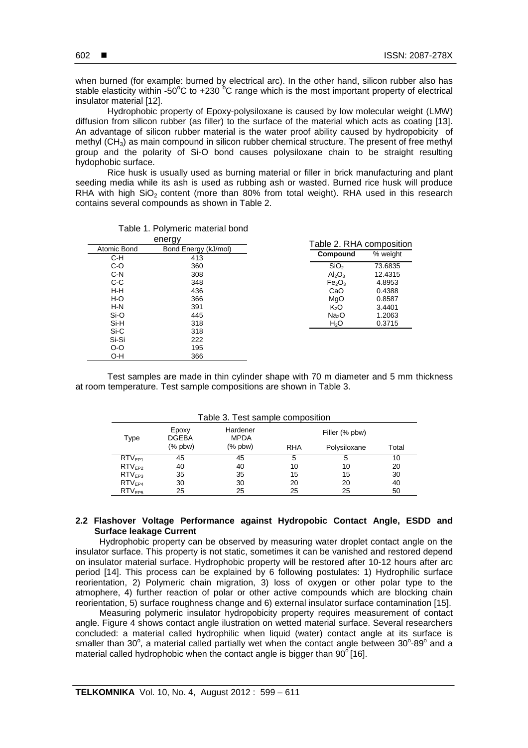when burned (for example: burned by electrical arc). In the other hand, silicon rubber also has stable elasticity within -50°C to +230 °C range which is the most important property of electrical insulator material [12].

Hydrophobic property of Epoxy-polysiloxane is caused by low molecular weight (LMW) diffusion from silicon rubber (as filler) to the surface of the material which acts as coating [13]. An advantage of silicon rubber material is the water proof ability caused by hydropobicity of methyl ($CH_3$) as main compound in silicon rubber chemical structure. The present of free methyl group and the polarity of Si-O bond causes polysiloxane chain to be straight resulting hydophobic surface.

Rice husk is usually used as burning material or filler in brick manufacturing and plant seeding media while its ash is used as rubbing ash or wasted. Burned rice husk will produce RHA with high $SiO_2$ content (more than 80% from total weight). RHA used in this research contains several compounds as shown in Table 2.

Table 1. Polymeric material bond energy

| Atomic Bond | Bond Energy (kJ/mol) |
|---|---|
| C-H | 413 |
| C-O | 360 |
| C-N | 308 |
| C-C | 348 |
| H-H | 436 |
| H-O | 366 |
| H-N | 391 |
| Si-O | 445 |
| Si-H | 318 |
| Si-C | 318 |
| Si-Si | 222 |
| O-O | 195 |
| O-H | 366 |

Table 2. RHA composition

| Compound | % weight |
|---|---|
| $SiO_2$ | 73.6835 |
| $Al_2O_3$ | 12.4315 |
| $Fe_2O_3$ | 4.8953 |
| CaO | 0.4388 |
| MgO | 0.8587 |
| $K_2O$ | 3.4401 |
| $Na_2O$ | 1.2063 |
| $H_2O$ | 0.3715 |

Test samples are made in thin cylinder shape with 70 m diameter and 5 mm thickness at room temperature. Test sample compositions are shown in Table 3.

Table 3. Test sample composition

| Type | Epoxy DGEBA (% pbw) | Hardener MPDA (% pbw) | Filler (% pbw) | | |
|---|---|---|---|---|---|
| | | | RHA | Polysiloxane | Total |
| $RTV_{EP1}$ | 45 | 45 | 5 | 5 | 10 |
| $RTV_{EP2}$ | 40 | 40 | 10 | 10 | 20 |
| $RTV_{EP3}$ | 35 | 35 | 15 | 15 | 30 |
| $RTV_{EP4}$ | 30 | 30 | 20 | 20 | 40 |
| $RTV_{EP5}$ | 25 | 25 | 25 | 25 | 50 |

### 2.2 Flashover Voltage Performance against Hydropobic Contact Angle, ESDD and Surface leakage Current

Hydrophobic property can be observed by measuring water droplet contact angle on the insulator surface. This property is not static, sometimes it can be vanished and restored depend on insulator material surface. Hydrophobic property will be restored after 10-12 hours after arc period [14]. This process can be explained by 6 following postulates: 1) Hydrophilic surface reorientation, 2) Polymeric chain migration, 3) loss of oxygen or other polar type to the atmophere, 4) further reaction of polar or other active compounds which are blocking chain reorientation, 5) surface roughness change and 6) external insulator surface contamination [15].

Measuring polymeric insulator hydropobicity property requires measurement of contact angle. Figure 4 shows contact angle ilustration on wetted material surface. Several researchers concluded: a material called hydrophilic when liquid (water) contact angle at its surface is smaller than 30°, a material called partially wet when the contact angle between 30°-89° and a material called hydrophobic when the contact angle is bigger than 90° [16].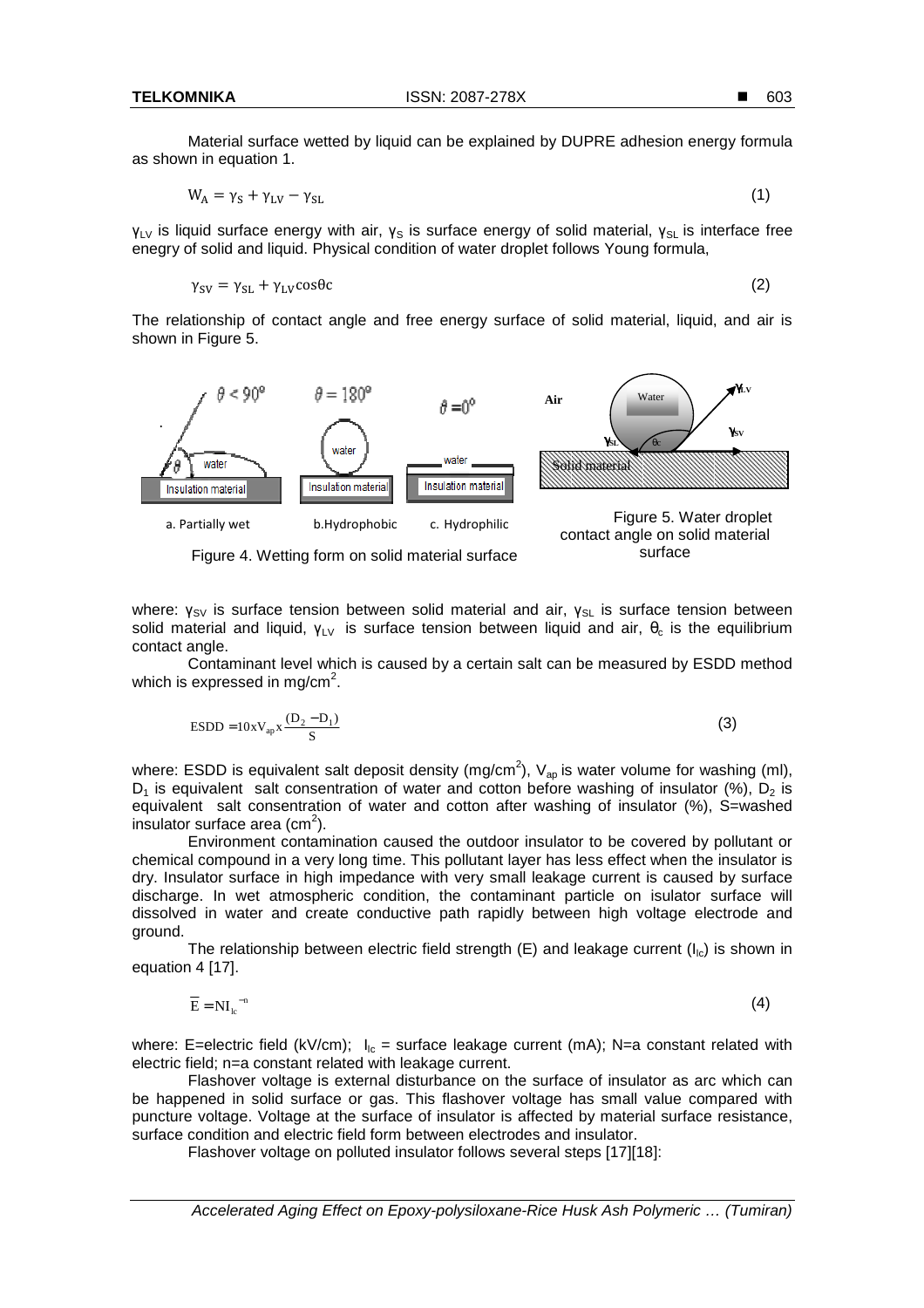Material surface wetted by liquid can be explained by DUPRE adhesion energy formula as shown in equation 1.

$$W_A = \gamma_S + \gamma_{LV} - \gamma_{SL} \quad (1)$$

$\gamma_{LV}$ is liquid surface energy with air, $\gamma_S$ is surface energy of solid material, $\gamma_{SL}$ is interface free enegry of solid and liquid. Physical condition of water droplet follows Young formula,

$$\gamma_{SV} = \gamma_{SL} + \gamma_{LV}\cos\theta c \quad (2)$$

The relationship of contact angle and free energy surface of solid material, liquid, and air is shown in Figure 5.

a. Partially wet b.Hydrophobic c. Hydrophilic

Figure 4. Wetting form on solid material surface

Figure 5. Water droplet contact angle on solid material surface

where: $\gamma_{SV}$ is surface tension between solid material and air, $\gamma_{SL}$ is surface tension between solid material and liquid, $\gamma_{LV}$ is surface tension between liquid and air, $\theta_c$ is the equilibrium contact angle.

Contaminant level which is caused by a certain salt can be measured by ESDD method which is expressed in mg/cm$^2$.

$$\text{ESDD} = 10 \times V_{ap} \times \frac{(D_2 - D_1)}{S} \quad (3)$$

where: ESDD is equivalent salt deposit density (mg/cm$^2$), $V_{ap}$ is water volume for washing (ml), $D_1$ is equivalent salt consentration of water and cotton before washing of insulator (%), $D_2$ is equivalent salt consentration of water and cotton after washing of insulator (%), S=washed insulator surface area (cm$^2$).

Environment contamination caused the outdoor insulator to be covered by pollutant or chemical compound in a very long time. This pollutant layer has less effect when the insulator is dry. Insulator surface in high impedance with very small leakage current is caused by surface discharge. In wet atmospheric condition, the contaminant particle on isulator surface will dissolved in water and create conductive path rapidly between high voltage electrode and ground.

The relationship between electric field strength (E) and leakage current ($I_{lc}$) is shown in equation 4 [17].

$$\overline{E} = N I_{lc}^{-n} \quad (4)$$

where: E=electric field (kV/cm); $I_{lc}$ = surface leakage current (mA); N=a constant related with electric field; n=a constant related with leakage current.

Flashover voltage is external disturbance on the surface of insulator as arc which can be happened in solid surface or gas. This flashover voltage has small value compared with puncture voltage. Voltage at the surface of insulator is affected by material surface resistance, surface condition and electric field form between electrodes and insulator.

Flashover voltage on polluted insulator follows several steps [17][18]: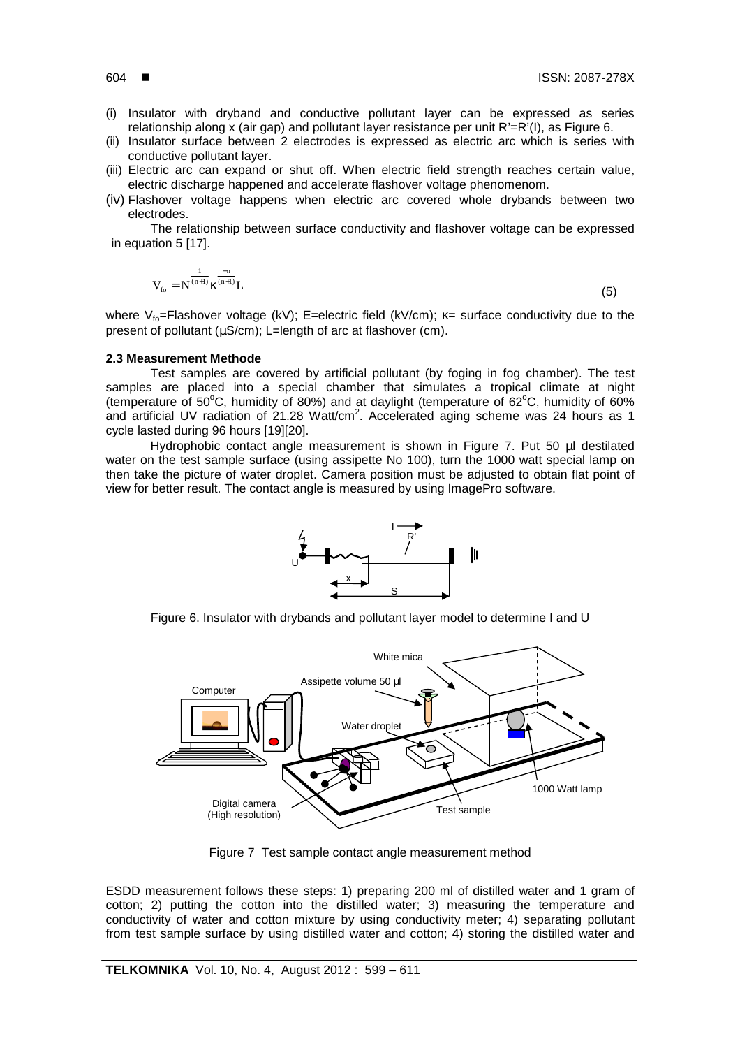(i) Insulator with dryband and conductive pollutant layer can be expressed as series relationship along x (air gap) and pollutant layer resistance per unit R'=R'(I), as Figure 6.
(ii) Insulator surface between 2 electrodes is expressed as electric arc which is series with conductive pollutant layer.
(iii) Electric arc can expand or shut off. When electric field strength reaches certain value, electric discharge happened and accelerate flashover voltage phenomenom.
(iv) Flashover voltage happens when electric arc covered whole drybands between two electrodes.

The relationship between surface conductivity and flashover voltage can be expressed in equation 5 [17].

$$V_{fo} = N^{\frac{1}{(n+1)}} \kappa^{\frac{-n}{(n+1)}} L \tag{5}$$

where $V_{fo}$=Flashover voltage (kV); E=electric field (kV/cm); κ= surface conductivity due to the present of pollutant (μS/cm); L=length of arc at flashover (cm).

### 2.3 Measurement Methode

Test samples are covered by artificial pollutant (by foging in fog chamber). The test samples are placed into a special chamber that simulates a tropical climate at night (temperature of 50°C, humidity of 80%) and at daylight (temperature of 62°C, humidity of 60% and artificial UV radiation of 21.28 Watt/cm$^2$. Accelerated aging scheme was 24 hours as 1 cycle lasted during 96 hours [19][20].

Hydrophobic contact angle measurement is shown in Figure 7. Put 50 μl destilated water on the test sample surface (using assipette No 100), turn the 1000 watt special lamp on then take the picture of water droplet. Camera position must be adjusted to obtain flat point of view for better result. The contact angle is measured by using ImagePro software.

Figure 6. Insulator with drybands and pollutant layer model to determine I and U

Figure 7 Test sample contact angle measurement method

ESDD measurement follows these steps: 1) preparing 200 ml of distilled water and 1 gram of cotton; 2) putting the cotton into the distilled water; 3) measuring the temperature and conductivity of water and cotton mixture by using conductivity meter; 4) separating pollutant from test sample surface by using distilled water and cotton; 4) storing the distilled water and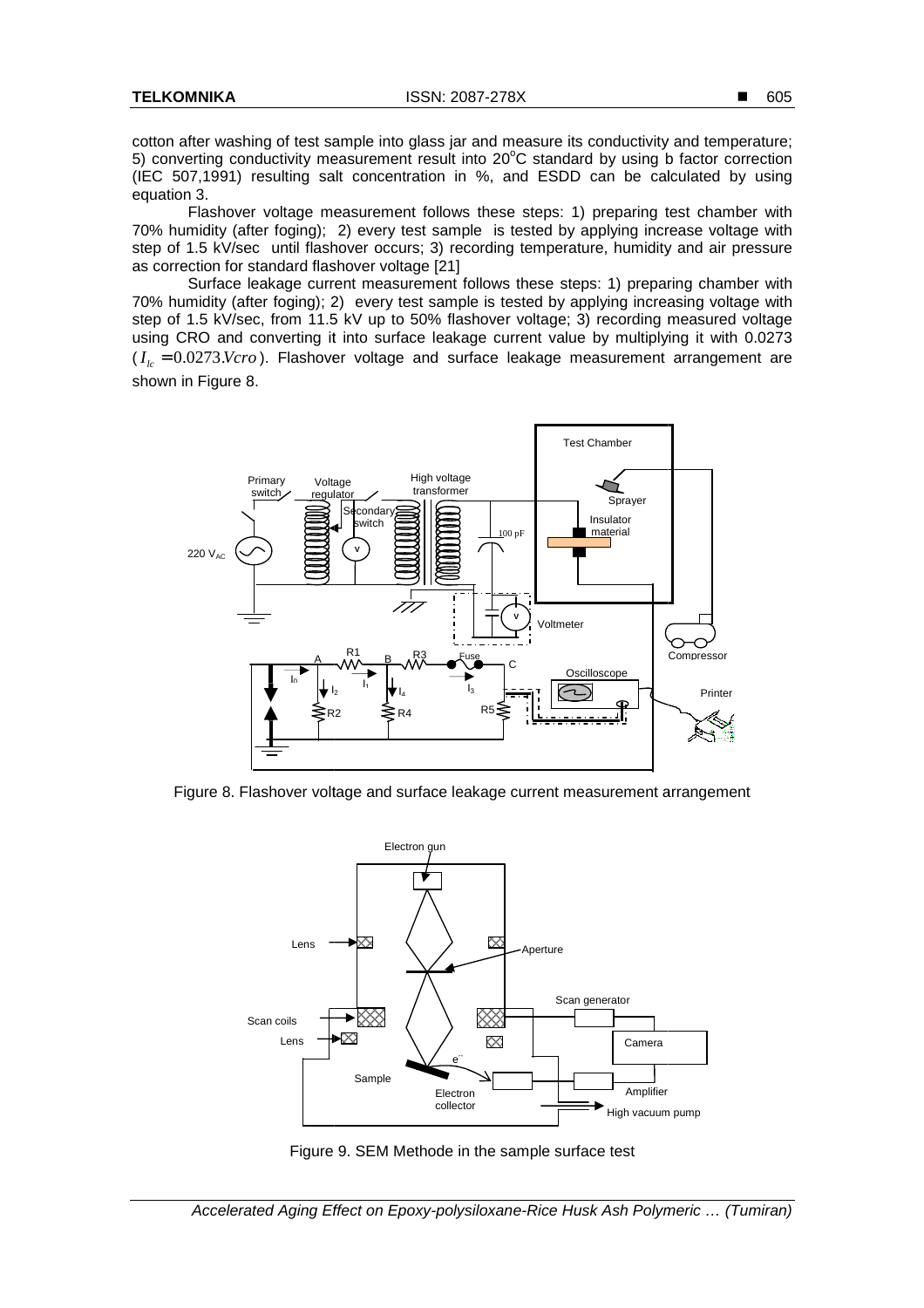cotton after washing of test sample into glass jar and measure its conductivity and temperature; 5) converting conductivity measurement result into 20$^{o}$C standard by using b factor correction (IEC 507,1991) resulting salt concentration in %, and ESDD can be calculated by using equation 3.

Flashover voltage measurement follows these steps: 1) preparing test chamber with 70% humidity (after foging); 2) every test sample is tested by applying increase voltage with step of 1.5 kV/sec until flashover occurs; 3) recording temperature, humidity and air pressure as correction for standard flashover voltage [21]

Surface leakage current measurement follows these steps: 1) preparing chamber with 70% humidity (after foging); 2) every test sample is tested by applying increasing voltage with step of 1.5 kV/sec, from 11.5 kV up to 50% flashover voltage; 3) recording measured voltage using CRO and converting it into surface leakage current value by multiplying it with 0.0273 ($I_{lc} = 0.0273.Vcro$). Flashover voltage and surface leakage measurement arrangement are shown in Figure 8.

Figure 8. Flashover voltage and surface leakage current measurement arrangement

Figure 9. SEM Methode in the sample surface test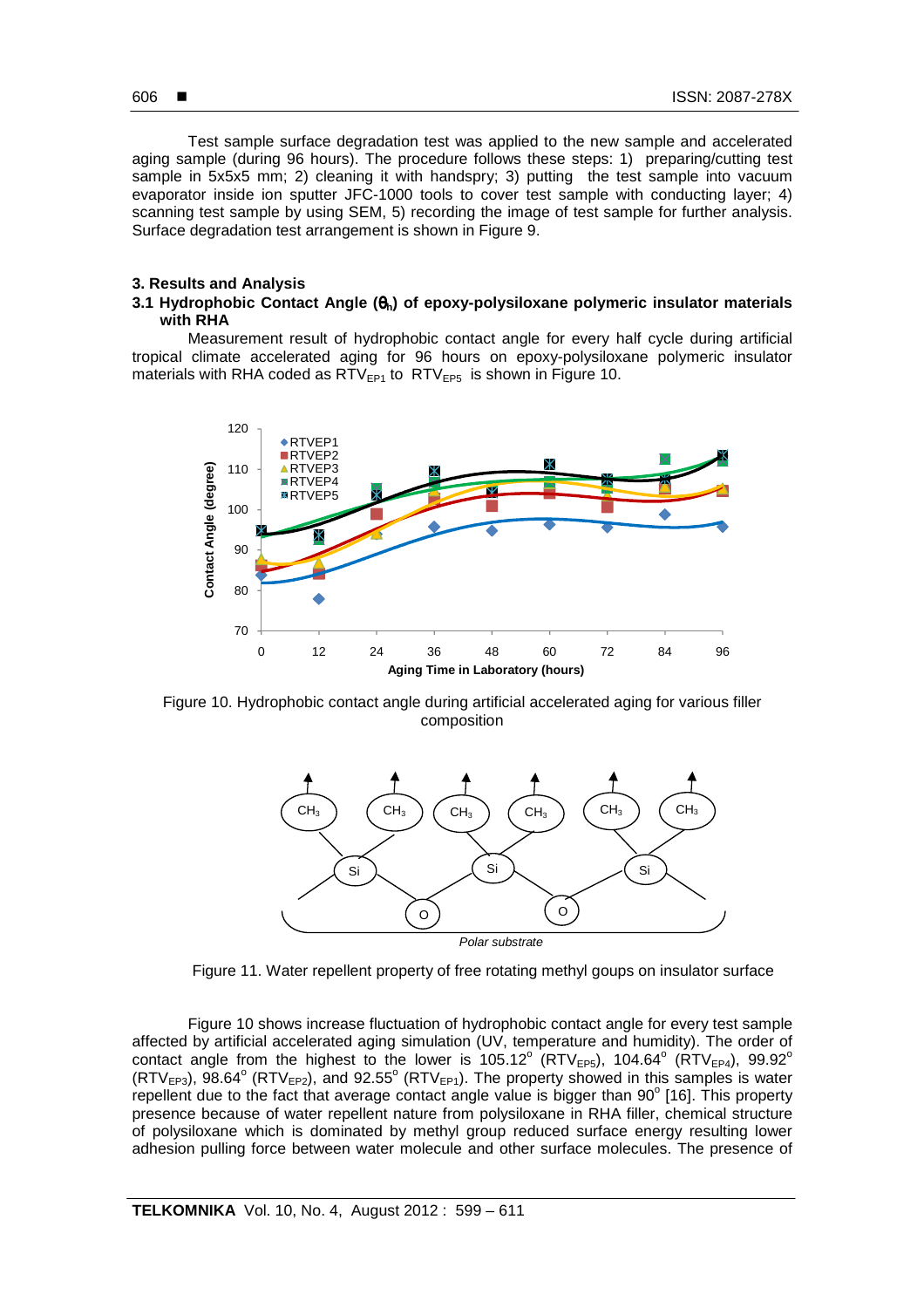Test sample surface degradation test was applied to the new sample and accelerated aging sample (during 96 hours). The procedure follows these steps: 1) preparing/cutting test sample in 5x5x5 mm; 2) cleaning it with handspry; 3) putting the test sample into vacuum evaporator inside ion sputter JFC-1000 tools to cover test sample with conducting layer; 4) scanning test sample by using SEM, 5) recording the image of test sample for further analysis. Surface degradation test arrangement is shown in Figure 9.

## 3. Results and Analysis

### 3.1 Hydrophobic Contact Angle ($\theta_h$) of epoxy-polysiloxane polymeric insulator materials with RHA

Measurement result of hydrophobic contact angle for every half cycle during artificial tropical climate accelerated aging for 96 hours on epoxy-polysiloxane polymeric insulator materials with RHA coded as $RTV_{EP1}$ to $RTV_{EP5}$ is shown in Figure 10.

Figure 10. Hydrophobic contact angle during artificial accelerated aging for various filler composition

Figure 11. Water repellent property of free rotating methyl goups on insulator surface

Figure 10 shows increase fluctuation of hydrophobic contact angle for every test sample affected by artificial accelerated aging simulation (UV, temperature and humidity). The order of contact angle from the highest to the lower is 105.12$^o$ ($RTV_{EP5}$), 104.64$^o$ ($RTV_{EP4}$), 99.92$^o$ ($RTV_{EP3}$), 98.64$^o$ ($RTV_{EP2}$), and 92.55$^o$ ($RTV_{EP1}$). The property showed in this samples is water repellent due to the fact that average contact angle value is bigger than 90$^o$ [16]. This property presence because of water repellent nature from polysiloxane in RHA filler, chemical structure of polysiloxane which is dominated by methyl group reduced surface energy resulting lower adhesion pulling force between water molecule and other surface molecules. The presence of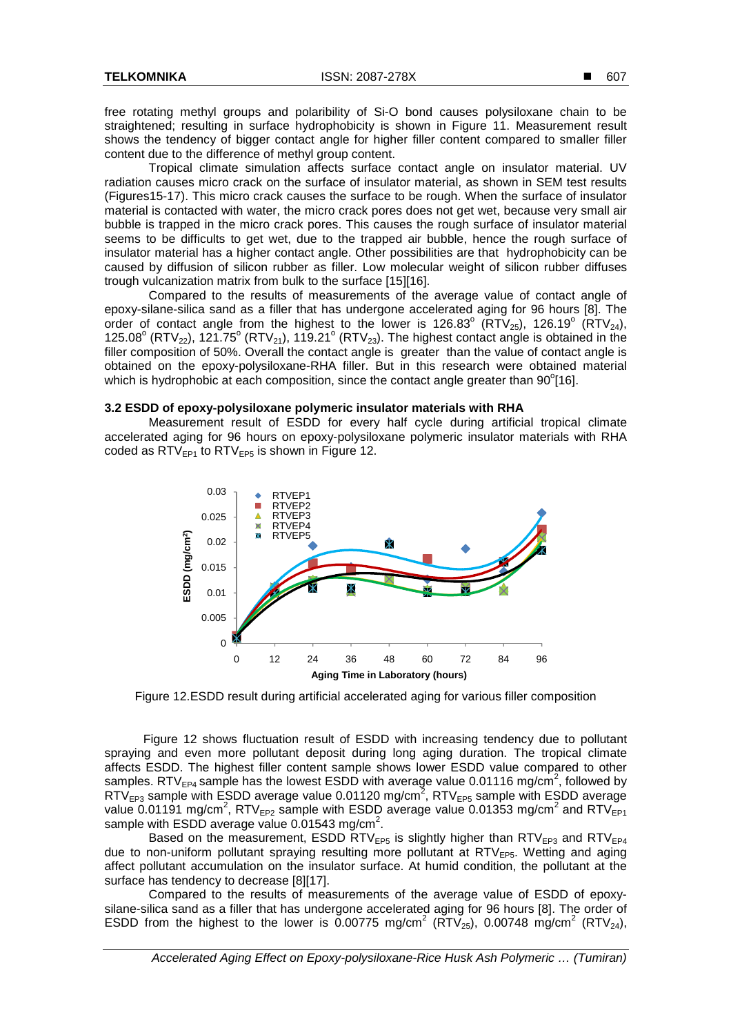free rotating methyl groups and polaribility of Si-O bond causes polysiloxane chain to be straightened; resulting in surface hydrophobicity is shown in Figure 11. Measurement result shows the tendency of bigger contact angle for higher filler content compared to smaller filler content due to the difference of methyl group content.

Tropical climate simulation affects surface contact angle on insulator material. UV radiation causes micro crack on the surface of insulator material, as shown in SEM test results (Figures15-17). This micro crack causes the surface to be rough. When the surface of insulator material is contacted with water, the micro crack pores does not get wet, because very small air bubble is trapped in the micro crack pores. This causes the rough surface of insulator material seems to be difficults to get wet, due to the trapped air bubble, hence the rough surface of insulator material has a higher contact angle. Other possibilities are that hydrophobicity can be caused by diffusion of silicon rubber as filler. Low molecular weight of silicon rubber diffuses trough vulcanization matrix from bulk to the surface [15][16].

Compared to the results of measurements of the average value of contact angle of epoxy-silane-silica sand as a filler that has undergone accelerated aging for 96 hours [8]. The order of contact angle from the highest to the lower is $126.83^o$ ($RTV_{25}$), $126.19^o$ ($RTV_{24}$), $125.08^o$ ($RTV_{22}$), $121.75^o$ ($RTV_{21}$), $119.21^o$ ($RTV_{23}$). The highest contact angle is obtained in the filler composition of 50%. Overall the contact angle is greater than the value of contact angle is obtained on the epoxy-polysiloxane-RHA filler. But in this research were obtained material which is hydrophobic at each composition, since the contact angle greater than $90^o$[16].

### 3.2 ESDD of epoxy-polysiloxane polymeric insulator materials with RHA

Measurement result of ESDD for every half cycle during artificial tropical climate accelerated aging for 96 hours on epoxy-polysiloxane polymeric insulator materials with RHA coded as $RTV_{EP1}$ to $RTV_{EP5}$ is shown in Figure 12.

Figure 12.ESDD result during artificial accelerated aging for various filler composition

Figure 12 shows fluctuation result of ESDD with increasing tendency due to pollutant spraying and even more pollutant deposit during long aging duration. The tropical climate affects ESDD. The highest filler content sample shows lower ESDD value compared to other samples. $RTV_{EP4}$ sample has the lowest ESDD with average value 0.01116 mg/cm$^2$, followed by $RTV_{EP3}$ sample with ESDD average value 0.01120 mg/cm$^2$, $RTV_{EP5}$ sample with ESDD average value 0.01191 mg/cm$^2$, $RTV_{EP2}$ sample with ESDD average value 0.01353 mg/cm$^2$ and $RTV_{EP1}$ sample with ESDD average value 0.01543 mg/cm$^2$.

Based on the measurement, ESDD $RTV_{EP5}$ is slightly higher than $RTV_{EP3}$ and $RTV_{EP4}$ due to non-uniform pollutant spraying resulting more pollutant at $RTV_{EP5}$. Wetting and aging affect pollutant accumulation on the insulator surface. At humid condition, the pollutant at the surface has tendency to decrease [8][17].

Compared to the results of measurements of the average value of ESDD of epoxy-silane-silica sand as a filler that has undergone accelerated aging for 96 hours [8]. The order of ESDD from the highest to the lower is 0.00775 mg/cm$^2$ ($RTV_{25}$), 0.00748 mg/cm$^2$ ($RTV_{24}$),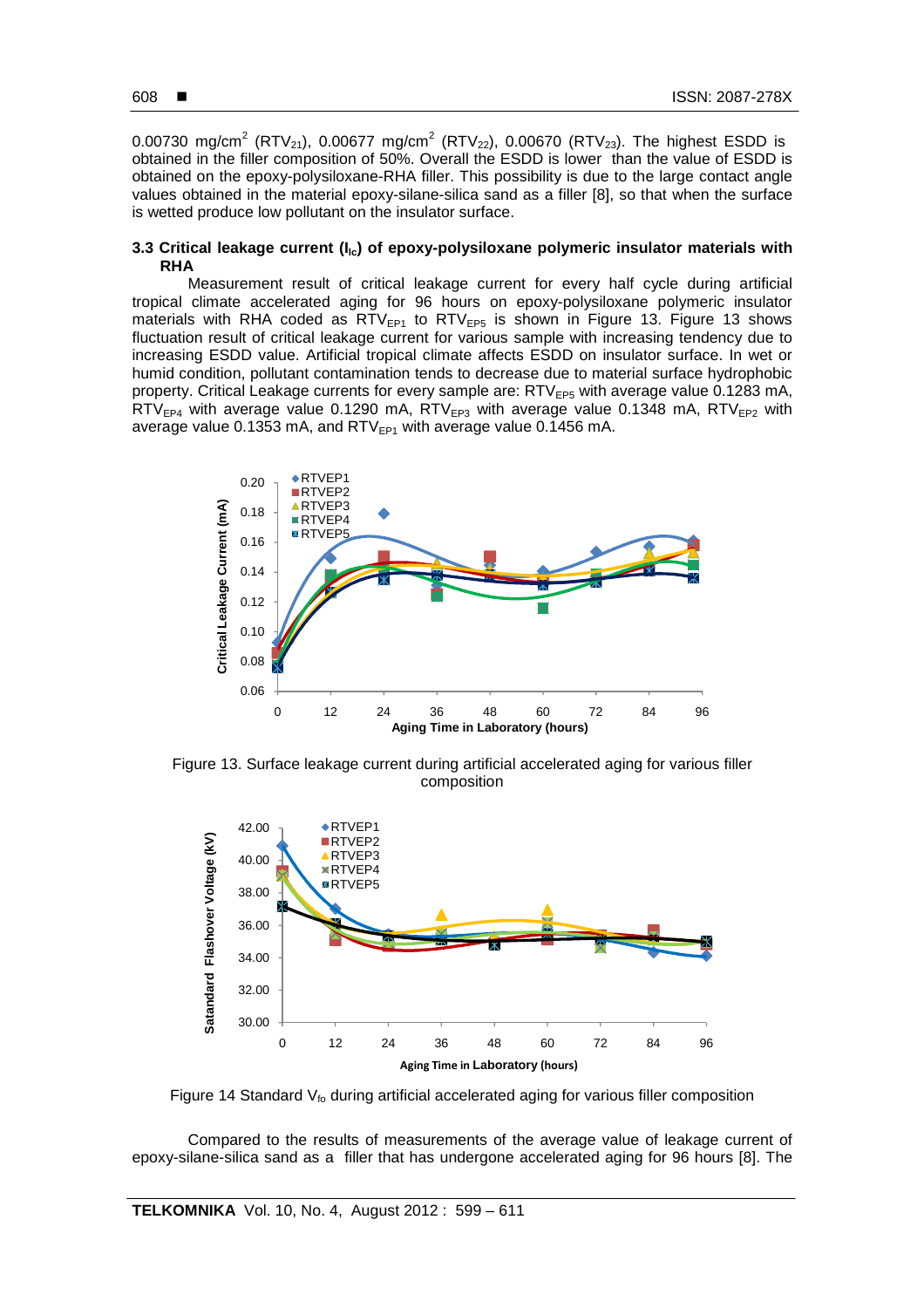0.00730 mg/cm$^2$ ($RTV_{21}$), 0.00677 mg/cm$^2$ ($RTV_{22}$), 0.00670 ($RTV_{23}$). The highest ESDD is obtained in the filler composition of 50%. Overall the ESDD is lower than the value of ESDD is obtained on the epoxy-polysiloxane-RHA filler. This possibility is due to the large contact angle values obtained in the material epoxy-silane-silica sand as a filler [8], so that when the surface is wetted produce low pollutant on the insulator surface.

### 3.3 Critical leakage current ($I_{lc}$) of epoxy-polysiloxane polymeric insulator materials with RHA

Measurement result of critical leakage current for every half cycle during artificial tropical climate accelerated aging for 96 hours on epoxy-polysiloxane polymeric insulator materials with RHA coded as $RTV_{EP1}$ to $RTV_{EP5}$ is shown in Figure 13. Figure 13 shows fluctuation result of critical leakage current for various sample with increasing tendency due to increasing ESDD value. Artificial tropical climate affects ESDD on insulator surface. In wet or humid condition, pollutant contamination tends to decrease due to material surface hydrophobic property. Critical Leakage currents for every sample are: $RTV_{EP5}$ with average value 0.1283 mA, $RTV_{EP4}$ with average value 0.1290 mA, $RTV_{EP3}$ with average value 0.1348 mA, $RTV_{EP2}$ with average value 0.1353 mA, and $RTV_{EP1}$ with average value 0.1456 mA.

Figure 13. Surface leakage current during artificial accelerated aging for various filler composition

Figure 14 Standard $V_{fo}$ during artificial accelerated aging for various filler composition

Compared to the results of measurements of the average value of leakage current of epoxy-silane-silica sand as a filler that has undergone accelerated aging for 96 hours [8]. The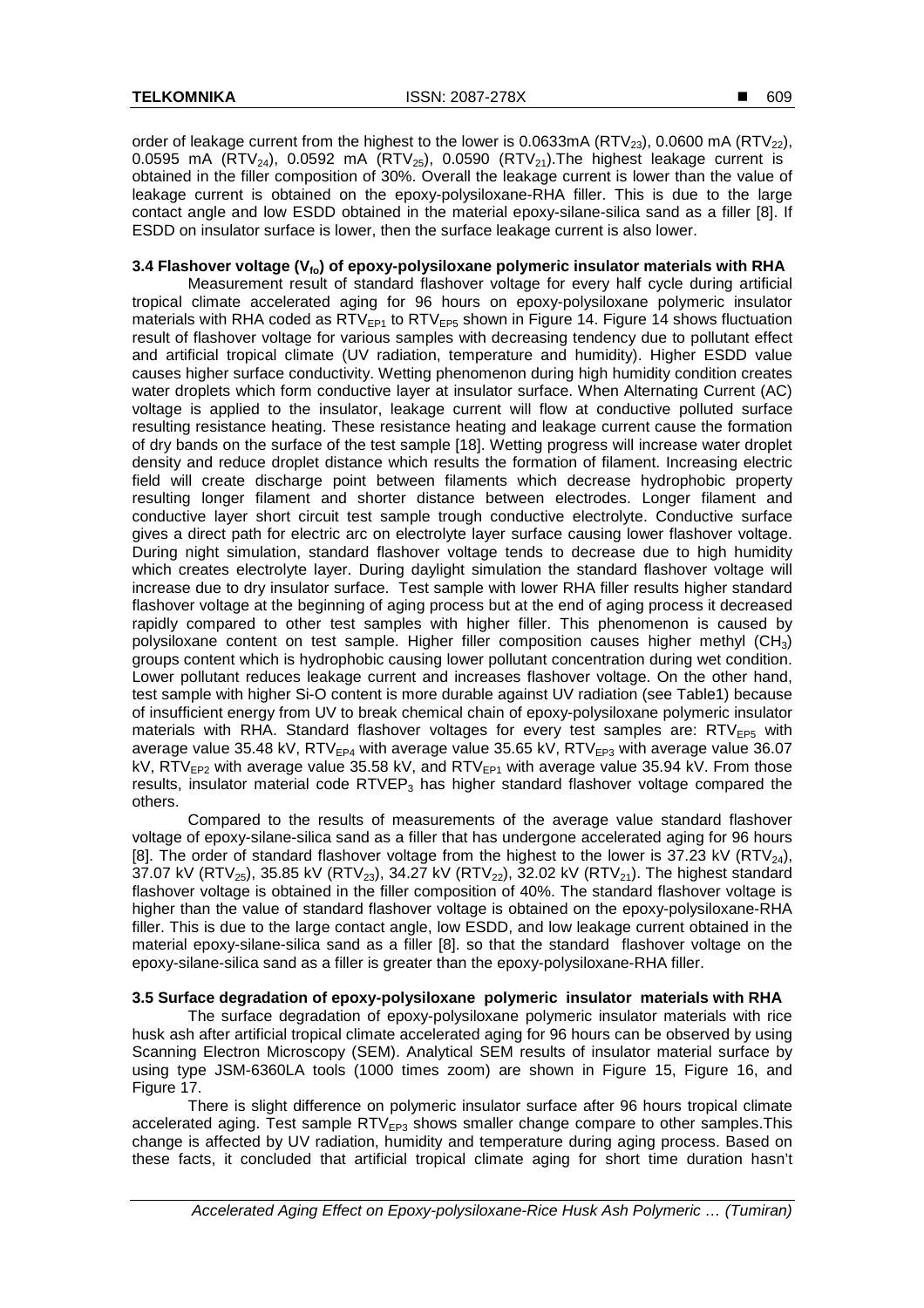order of leakage current from the highest to the lower is 0.0633mA ($RTV_{23}$), 0.0600 mA ($RTV_{22}$), 0.0595 mA ($RTV_{24}$), 0.0592 mA ($RTV_{25}$), 0.0590 ($RTV_{21}$).The highest leakage current is obtained in the filler composition of 30%. Overall the leakage current is lower than the value of leakage current is obtained on the epoxy-polysiloxane-RHA filler. This is due to the large contact angle and low ESDD obtained in the material epoxy-silane-silica sand as a filler [8]. If ESDD on insulator surface is lower, then the surface leakage current is also lower.

### 3.4 Flashover voltage ($V_{fo}$) of epoxy-polysiloxane polymeric insulator materials with RHA

Measurement result of standard flashover voltage for every half cycle during artificial tropical climate accelerated aging for 96 hours on epoxy-polysiloxane polymeric insulator materials with RHA coded as $RTV_{EP1}$ to $RTV_{EP5}$ shown in Figure 14. Figure 14 shows fluctuation result of flashover voltage for various samples with decreasing tendency due to pollutant effect and artificial tropical climate (UV radiation, temperature and humidity). Higher ESDD value causes higher surface conductivity. Wetting phenomenon during high humidity condition creates water droplets which form conductive layer at insulator surface. When Alternating Current (AC) voltage is applied to the insulator, leakage current will flow at conductive polluted surface resulting resistance heating. These resistance heating and leakage current cause the formation of dry bands on the surface of the test sample [18]. Wetting progress will increase water droplet density and reduce droplet distance which results the formation of filament. Increasing electric field will create discharge point between filaments which decrease hydrophobic property resulting longer filament and shorter distance between electrodes. Longer filament and conductive layer short circuit test sample trough conductive electrolyte. Conductive surface gives a direct path for electric arc on electrolyte layer surface causing lower flashover voltage. During night simulation, standard flashover voltage tends to decrease due to high humidity which creates electrolyte layer. During daylight simulation the standard flashover voltage will increase due to dry insulator surface. Test sample with lower RHA filler results higher standard flashover voltage at the beginning of aging process but at the end of aging process it decreased rapidly compared to other test samples with higher filler. This phenomenon is caused by polysiloxane content on test sample. Higher filler composition causes higher methyl ($CH_3$) groups content which is hydrophobic causing lower pollutant concentration during wet condition. Lower pollutant reduces leakage current and increases flashover voltage. On the other hand, test sample with higher Si-O content is more durable against UV radiation (see Table1) because of insufficient energy from UV to break chemical chain of epoxy-polysiloxane polymeric insulator materials with RHA. Standard flashover voltages for every test samples are: $RTV_{EP5}$ with average value 35.48 kV, $RTV_{EP4}$ with average value 35.65 kV, $RTV_{EP3}$ with average value 36.07 kV, $RTV_{EP2}$ with average value 35.58 kV, and $RTV_{EP1}$ with average value 35.94 kV. From those results, insulator material code $RTVEP_3$ has higher standard flashover voltage compared the others.

Compared to the results of measurements of the average value standard flashover voltage of epoxy-silane-silica sand as a filler that has undergone accelerated aging for 96 hours [8]. The order of standard flashover voltage from the highest to the lower is 37.23 kV ($RTV_{24}$), 37.07 kV ($RTV_{25}$), 35.85 kV ($RTV_{23}$), 34.27 kV ($RTV_{22}$), 32.02 kV ($RTV_{21}$). The highest standard flashover voltage is obtained in the filler composition of 40%. The standard flashover voltage is higher than the value of standard flashover voltage is obtained on the epoxy-polysiloxane-RHA filler. This is due to the large contact angle, low ESDD, and low leakage current obtained in the material epoxy-silane-silica sand as a filler [8]. so that the standard flashover voltage on the epoxy-silane-silica sand as a filler is greater than the epoxy-polysiloxane-RHA filler.

### 3.5 Surface degradation of epoxy-polysiloxane polymeric insulator materials with RHA

The surface degradation of epoxy-polysiloxane polymeric insulator materials with rice husk ash after artificial tropical climate accelerated aging for 96 hours can be observed by using Scanning Electron Microscopy (SEM). Analytical SEM results of insulator material surface by using type JSM-6360LA tools (1000 times zoom) are shown in Figure 15, Figure 16, and Figure 17.

There is slight difference on polymeric insulator surface after 96 hours tropical climate accelerated aging. Test sample $RTV_{EP3}$ shows smaller change compare to other samples.This change is affected by UV radiation, humidity and temperature during aging process. Based on these facts, it concluded that artificial tropical climate aging for short time duration hasn't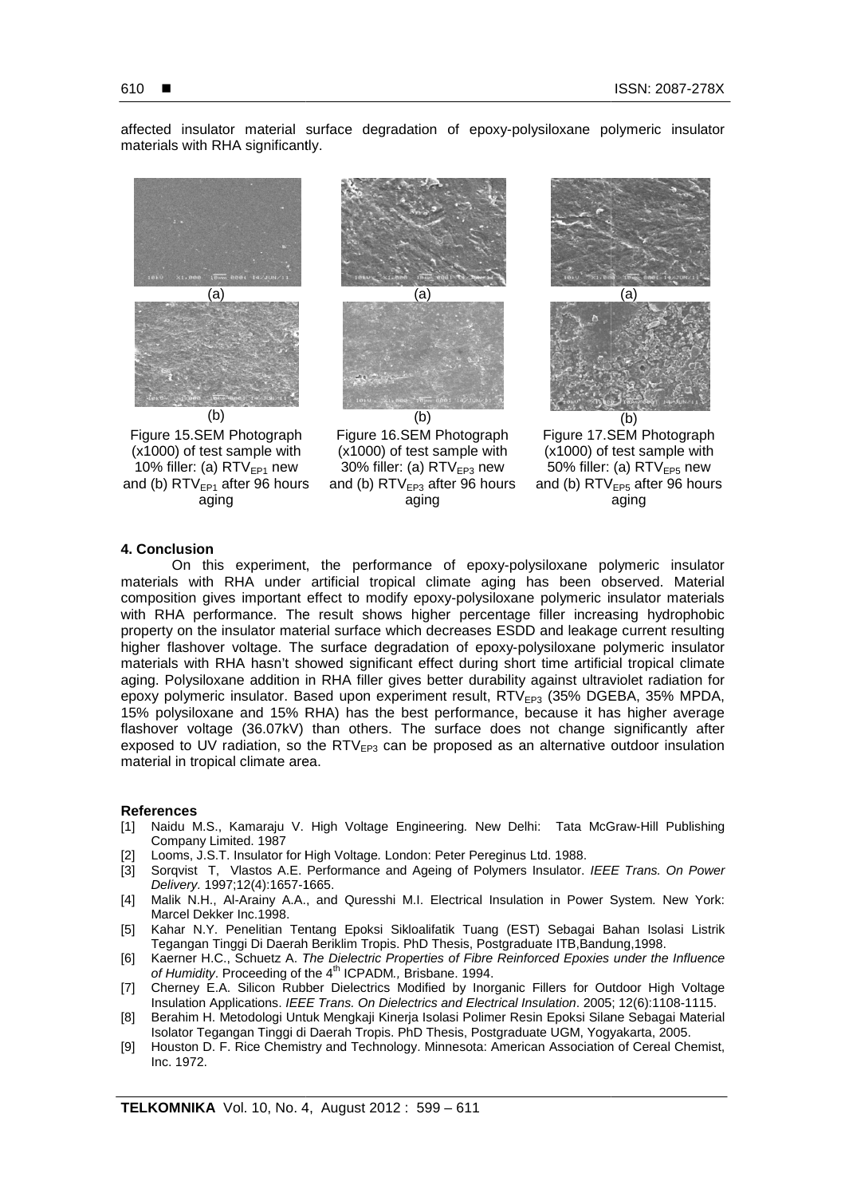affected insulator material surface degradation of epoxy-polysiloxane polymeric insulator materials with RHA significantly.

(a)

(b)

Figure 15.SEM Photograph (x1000) of test sample with 10% filler: (a) $RTV_{EP1}$ new and (b) $RTV_{EP1}$ after 96 hours aging

(a)

(b)

Figure 16.SEM Photograph (x1000) of test sample with 30% filler: (a) $RTV_{EP3}$ new and (b) $RTV_{EP3}$ after 96 hours aging

(a)

(b)

Figure 17.SEM Photograph (x1000) of test sample with 50% filler: (a) $RTV_{EP5}$ new and (b) $RTV_{EP5}$ after 96 hours aging

## 4. Conclusion

On this experiment, the performance of epoxy-polysiloxane polymeric insulator materials with RHA under artificial tropical climate aging has been observed. Material composition gives important effect to modify epoxy-polysiloxane polymeric insulator materials with RHA performance. The result shows higher percentage filler increasing hydrophobic property on the insulator material surface which decreases ESDD and leakage current resulting higher flashover voltage. The surface degradation of epoxy-polysiloxane polymeric insulator materials with RHA hasn't showed significant effect during short time artificial tropical climate aging. Polysiloxane addition in RHA filler gives better durability against ultraviolet radiation for epoxy polymeric insulator. Based upon experiment result, $RTV_{EP3}$ (35% DGEBA, 35% MPDA, 15% polysiloxane and 15% RHA) has the best performance, because it has higher average flashover voltage (36.07kV) than others. The surface does not change significantly after exposed to UV radiation, so the $RTV_{EP3}$ can be proposed as an alternative outdoor insulation material in tropical climate area.

## References

[1] Naidu M.S., Kamaraju V. High Voltage Engineering. New Delhi: Tata McGraw-Hill Publishing Company Limited. 1987

[2] Looms, J.S.T. Insulator for High Voltage. London: Peter Pereginus Ltd. 1988.

[3] Sorqvist T, Vlastos A.E. Performance and Ageing of Polymers Insulator. *IEEE Trans. On Power Delivery*. 1997;12(4):1657-1665.

[4] Malik N.H., Al-Arainy A.A., and Quresshi M.I. Electrical Insulation in Power System. New York: Marcel Dekker Inc.1998.

[5] Kahar N.Y. Penelitian Tentang Epoksi Sikloalifatik Tuang (EST) Sebagai Bahan Isolasi Listrik Tegangan Tinggi Di Daerah Beriklim Tropis. PhD Thesis, Postgraduate ITB,Bandung,1998.

[6] Kaerner H.C., Schuetz A. *The Dielectric Properties of Fibre Reinforced Epoxies under the Influence of Humidity*. Proceeding of the 4th ICPADM*.,* Brisbane. 1994.

[7] Cherney E.A. Silicon Rubber Dielectrics Modified by Inorganic Fillers for Outdoor High Voltage Insulation Applications. *IEEE Trans. On Dielectrics and Electrical Insulation*. 2005; 12(6):1108-1115.

[8] Berahim H. Metodologi Untuk Mengkaji Kinerja Isolasi Polimer Resin Epoksi Silane Sebagai Material Isolator Tegangan Tinggi di Daerah Tropis. PhD Thesis, Postgraduate UGM, Yogyakarta, 2005.

[9] Houston D. F. Rice Chemistry and Technology. Minnesota: American Association of Cereal Chemist, Inc. 1972.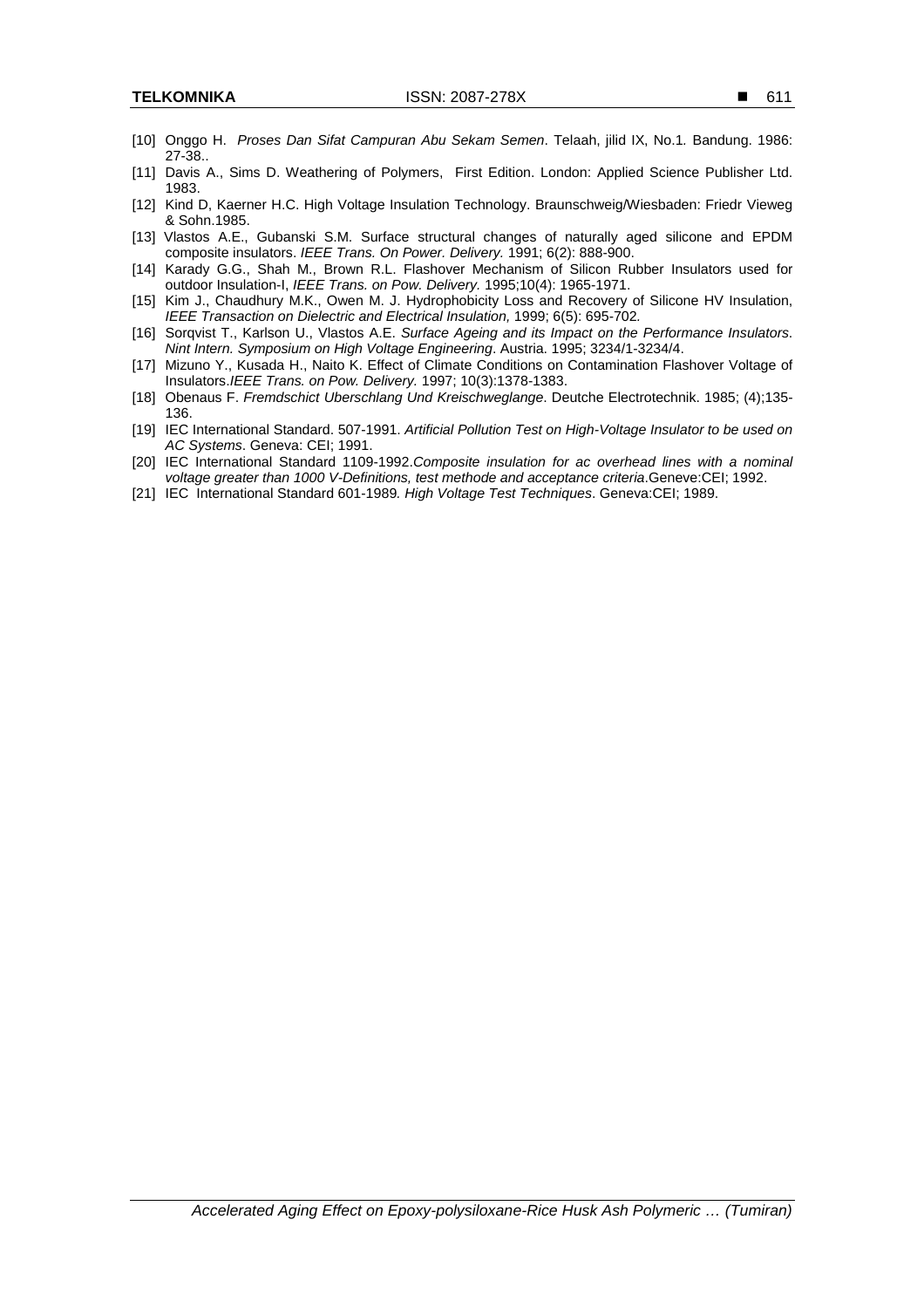[10] Onggo H. *Proses Dan Sifat Campuran Abu Sekam Semen*. Telaah, jilid IX, No.1. Bandung. 1986: 27-38..

[11] Davis A., Sims D. Weathering of Polymers, First Edition. London: Applied Science Publisher Ltd. 1983.

[12] Kind D, Kaerner H.C. High Voltage Insulation Technology. Braunschweig/Wiesbaden: Friedr Vieweg & Sohn.1985.

[13] Vlastos A.E., Gubanski S.M. Surface structural changes of naturally aged silicone and EPDM composite insulators. *IEEE Trans. On Power. Delivery.* 1991; 6(2): 888-900.

[14] Karady G.G., Shah M., Brown R.L. Flashover Mechanism of Silicon Rubber Insulators used for outdoor Insulation-I, *IEEE Trans. on Pow. Delivery.* 1995;10(4): 1965-1971.

[15] Kim J., Chaudhury M.K., Owen M. J. Hydrophobicity Loss and Recovery of Silicone HV Insulation, *IEEE Transaction on Dielectric and Electrical Insulation,* 1999; 6(5): 695-702*.*

[16] Sorqvist T., Karlson U., Vlastos A.E. *Surface Ageing and its Impact on the Performance Insulators*. *Nint Intern. Symposium on High Voltage Engineering*. Austria. 1995; 3234/1-3234/4.

[17] Mizuno Y., Kusada H., Naito K. Effect of Climate Conditions on Contamination Flashover Voltage of Insulators.*IEEE Trans. on Pow. Delivery.* 1997; 10(3):1378-1383.

[18] Obenaus F. *Fremdschict Uberschlang Und Kreischweglange*. Deutche Electrotechnik. 1985; (4);135-136.

[19] IEC International Standard. 507-1991. *Artificial Pollution Test on High-Voltage Insulator to be used on AC Systems*. Geneva: CEI; 1991.

[20] IEC International Standard 1109-1992.*Composite insulation for ac overhead lines with a nominal voltage greater than 1000 V-Definitions, test methode and acceptance criteria*.Geneve:CEI; 1992.

[21] IEC International Standard 601-1989*. High Voltage Test Techniques*. Geneva:CEI; 1989.